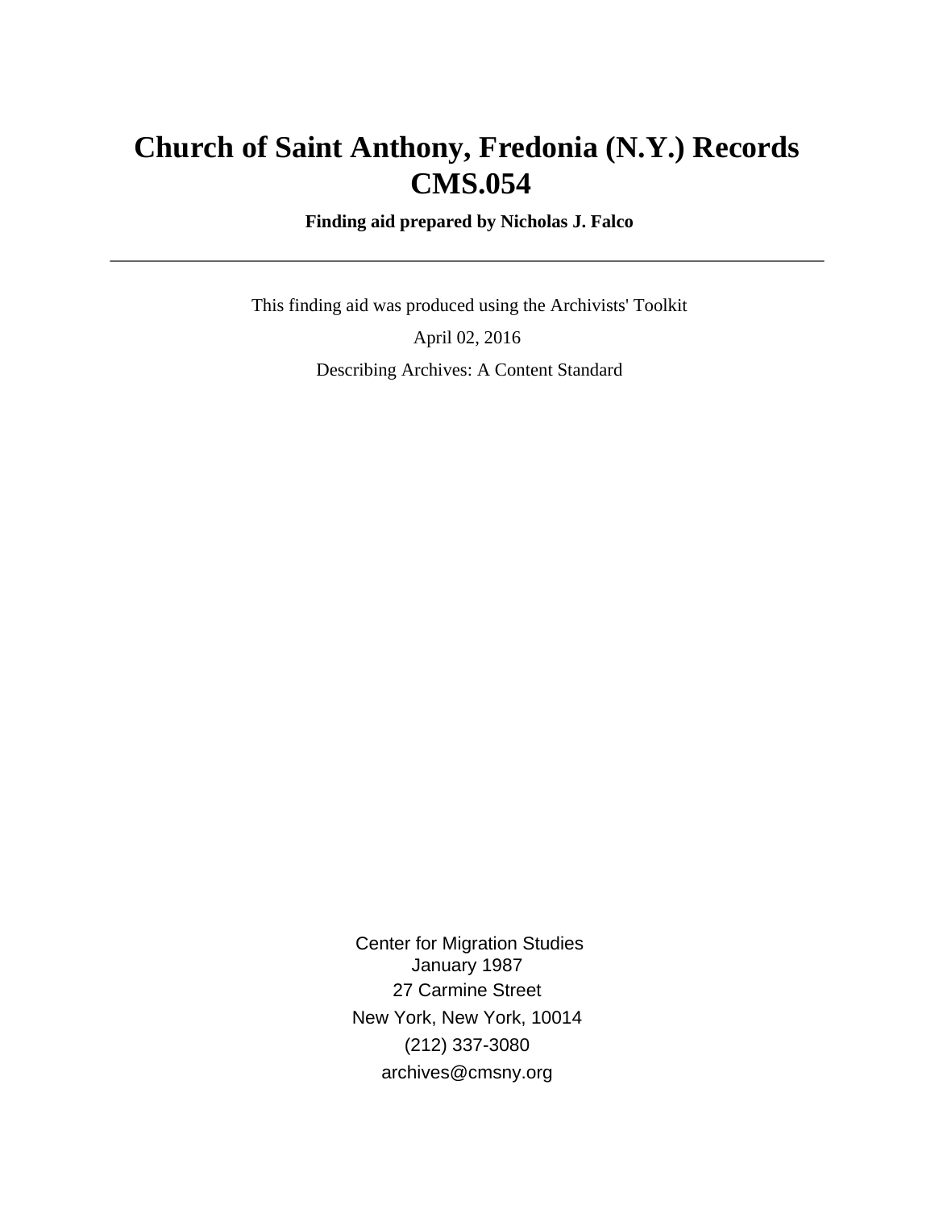# Church of Saint Anthony, Fredonia (N.Y.) Records CMS.054

**Finding aid prepared by Nicholas J. Falco**

---

This finding aid was produced using the Archivists' Toolkit

April 02, 2016

Describing Archives: A Content Standard

Center for Migration Studies
January 1987
27 Carmine Street
New York, New York, 10014
(212) 337-3080
archives@cmsny.org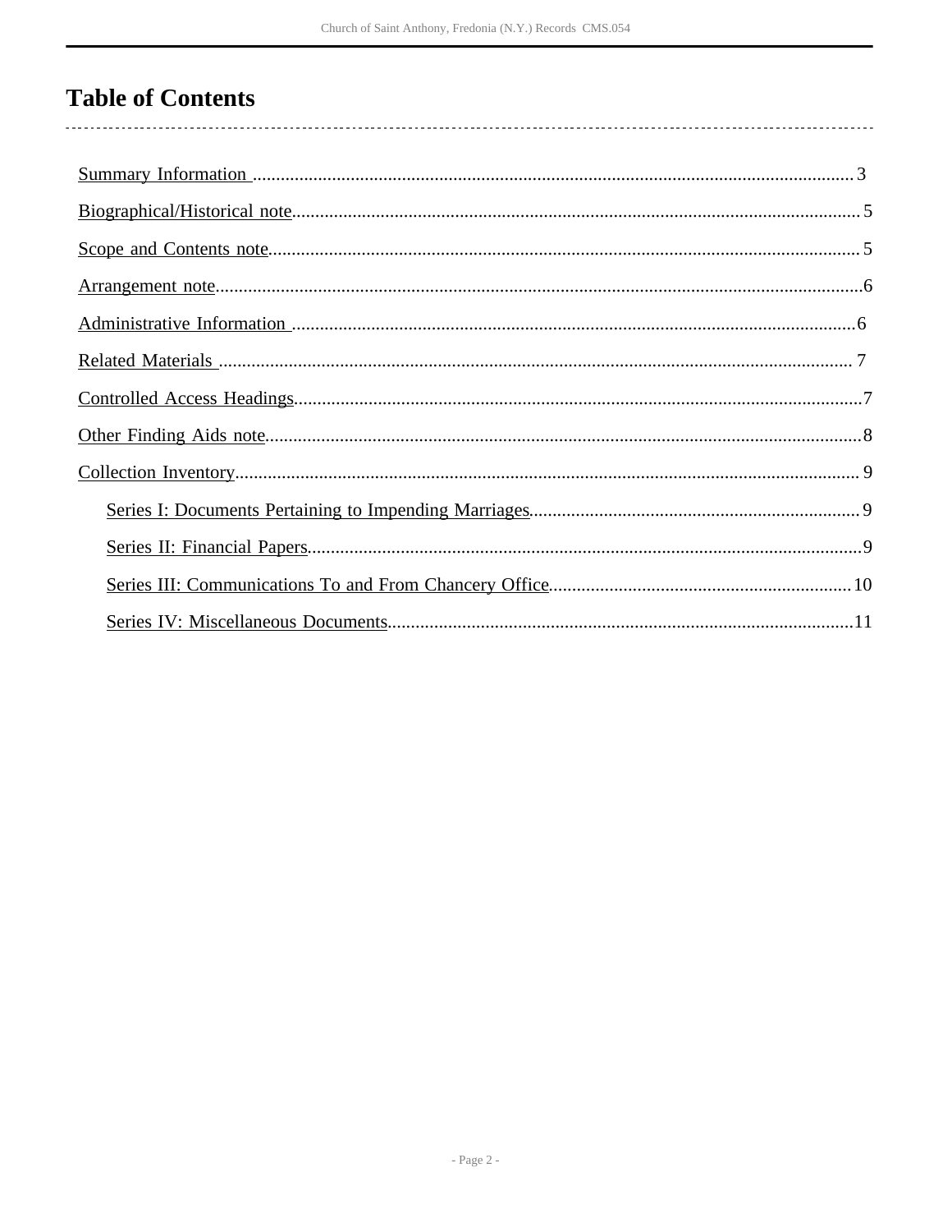# Table of Contents

- Summary Information ........ 3
- Biographical/Historical note ........ 5
- Scope and Contents note ........ 5
- Arrangement note ........ 6
- Administrative Information ........ 6
- Related Materials ........ 7
- Controlled Access Headings ........ 7
- Other Finding Aids note ........ 8
- Collection Inventory ........ 9
    - Series I: Documents Pertaining to Impending Marriages ........ 9
    - Series II: Financial Papers ........ 9
    - Series III: Communications To and From Chancery Office ........ 10
    - Series IV: Miscellaneous Documents ........ 11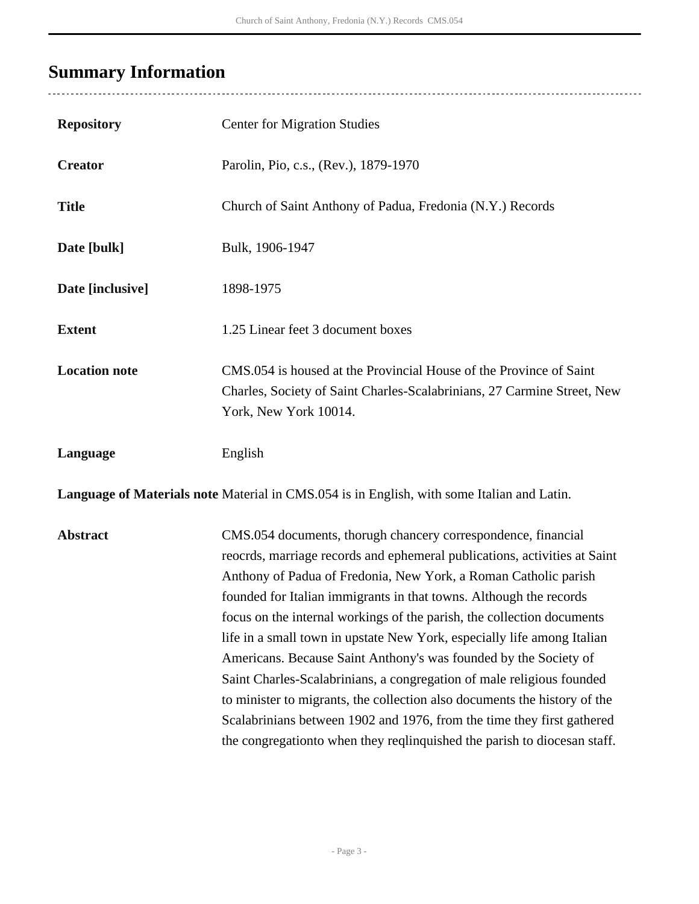## Summary Information

| | |
|---|---|
| **Repository** | Center for Migration Studies |
| **Creator** | Parolin, Pio, c.s., (Rev.), 1879-1970 |
| **Title** | Church of Saint Anthony of Padua, Fredonia (N.Y.) Records |
| **Date [bulk]** | Bulk, 1906-1947 |
| **Date [inclusive]** | 1898-1975 |
| **Extent** | 1.25 Linear feet 3 document boxes |
| **Location note** | CMS.054 is housed at the Provincial House of the Province of Saint Charles, Society of Saint Charles-Scalabrinians, 27 Carmine Street, New York, New York 10014. |
| **Language** | English |
| **Language of Materials note** | Material in CMS.054 is in English, with some Italian and Latin. |
| **Abstract** | CMS.054 documents, thorugh chancery correspondence, financial reocrds, marriage records and ephemeral publications, activities at Saint Anthony of Padua of Fredonia, New York, a Roman Catholic parish founded for Italian immigrants in that towns. Although the records focus on the internal workings of the parish, the collection documents life in a small town in upstate New York, especially life among Italian Americans. Because Saint Anthony's was founded by the Society of Saint Charles-Scalabrinians, a congregation of male religious founded to minister to migrants, the collection also documents the history of the Scalabrinians between 1902 and 1976, from the time they first gathered the congregationto when they reqlinquished the parish to diocesan staff. |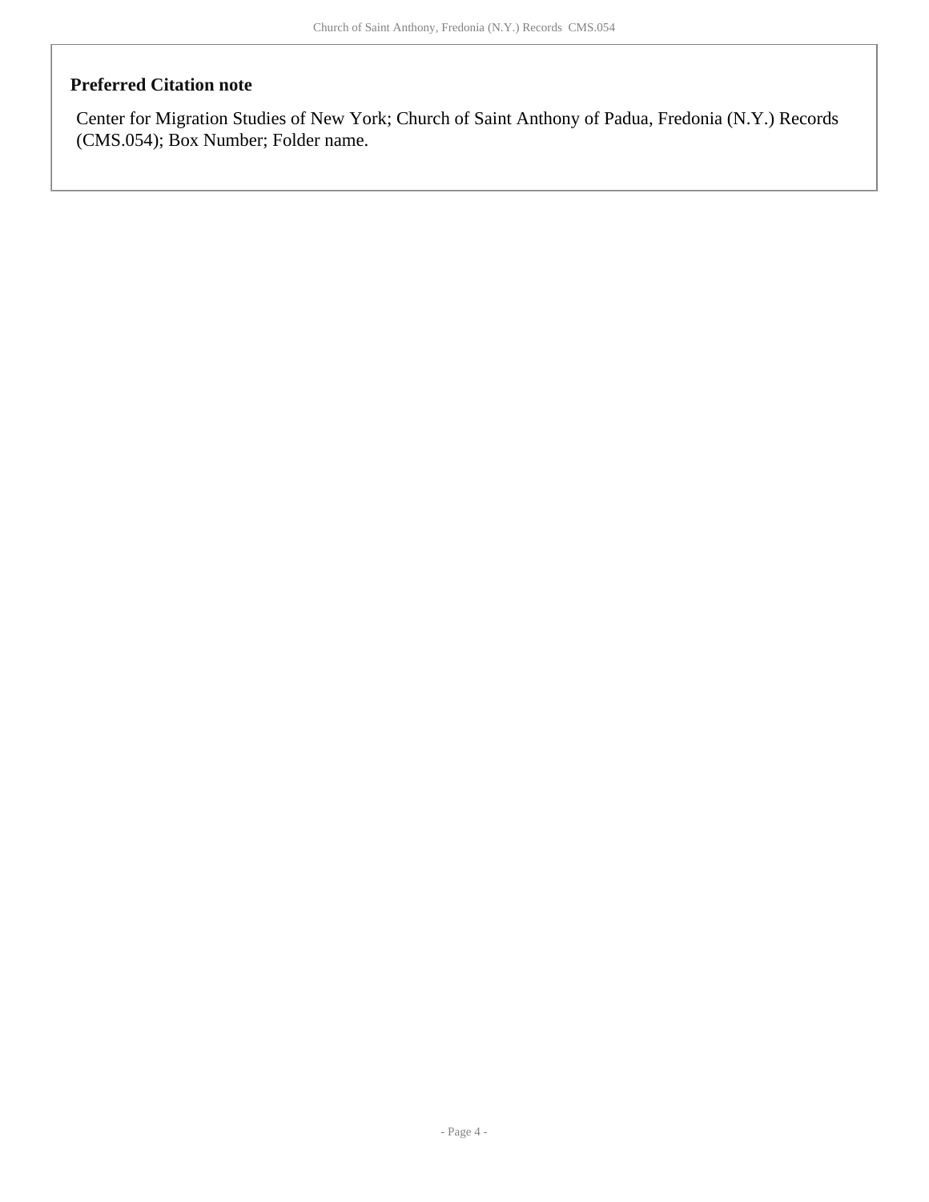### Preferred Citation note

Center for Migration Studies of New York; Church of Saint Anthony of Padua, Fredonia (N.Y.) Records (CMS.054); Box Number; Folder name.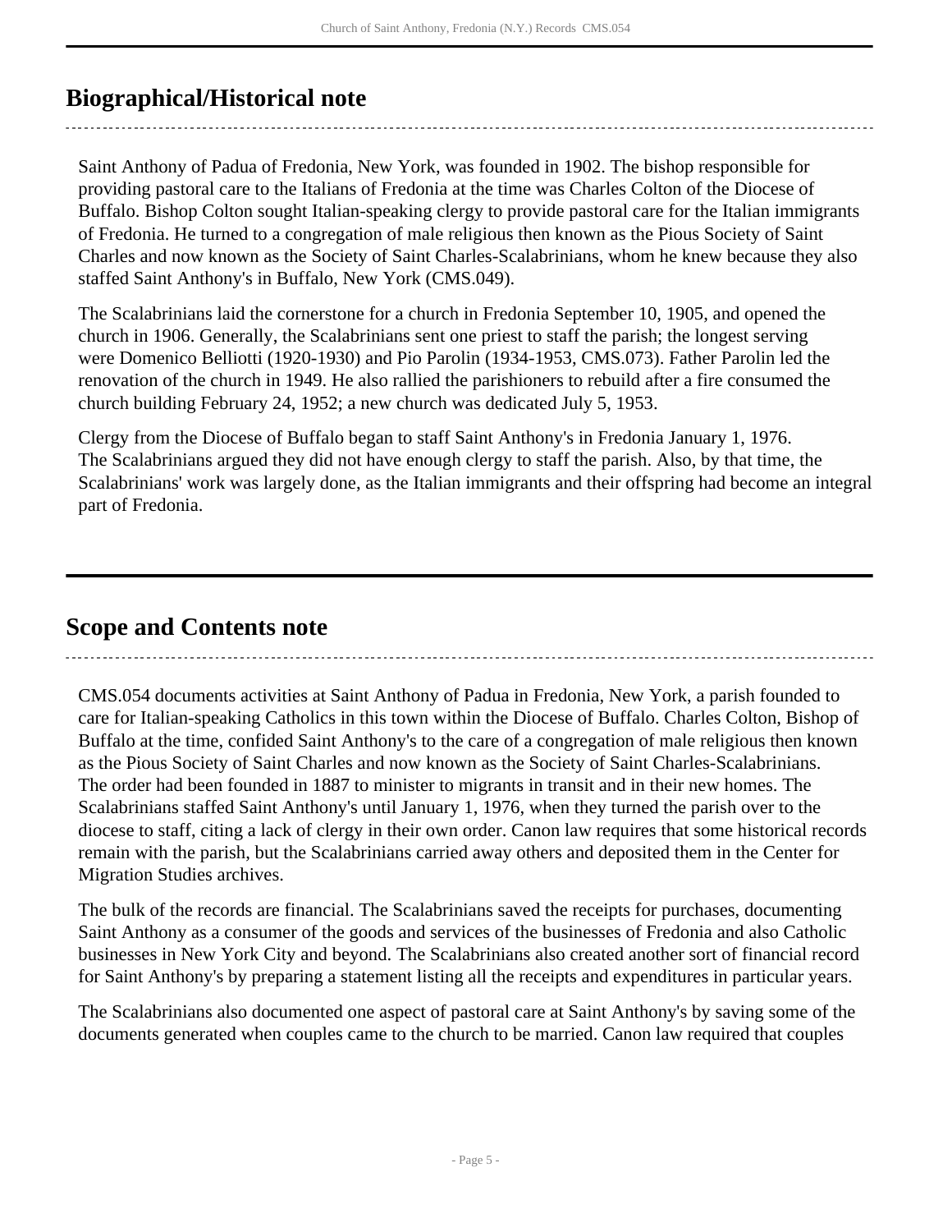## Biographical/Historical note

Saint Anthony of Padua of Fredonia, New York, was founded in 1902. The bishop responsible for providing pastoral care to the Italians of Fredonia at the time was Charles Colton of the Diocese of Buffalo. Bishop Colton sought Italian-speaking clergy to provide pastoral care for the Italian immigrants of Fredonia. He turned to a congregation of male religious then known as the Pious Society of Saint Charles and now known as the Society of Saint Charles-Scalabrinians, whom he knew because they also staffed Saint Anthony's in Buffalo, New York (CMS.049).

The Scalabrinians laid the cornerstone for a church in Fredonia September 10, 1905, and opened the church in 1906. Generally, the Scalabrinians sent one priest to staff the parish; the longest serving were Domenico Belliotti (1920-1930) and Pio Parolin (1934-1953, CMS.073). Father Parolin led the renovation of the church in 1949. He also rallied the parishioners to rebuild after a fire consumed the church building February 24, 1952; a new church was dedicated July 5, 1953.

Clergy from the Diocese of Buffalo began to staff Saint Anthony's in Fredonia January 1, 1976. The Scalabrinians argued they did not have enough clergy to staff the parish. Also, by that time, the Scalabrinians' work was largely done, as the Italian immigrants and their offspring had become an integral part of Fredonia.

## Scope and Contents note

CMS.054 documents activities at Saint Anthony of Padua in Fredonia, New York, a parish founded to care for Italian-speaking Catholics in this town within the Diocese of Buffalo. Charles Colton, Bishop of Buffalo at the time, confided Saint Anthony's to the care of a congregation of male religious then known as the Pious Society of Saint Charles and now known as the Society of Saint Charles-Scalabrinians. The order had been founded in 1887 to minister to migrants in transit and in their new homes. The Scalabrinians staffed Saint Anthony's until January 1, 1976, when they turned the parish over to the diocese to staff, citing a lack of clergy in their own order. Canon law requires that some historical records remain with the parish, but the Scalabrinians carried away others and deposited them in the Center for Migration Studies archives.

The bulk of the records are financial. The Scalabrinians saved the receipts for purchases, documenting Saint Anthony as a consumer of the goods and services of the businesses of Fredonia and also Catholic businesses in New York City and beyond. The Scalabrinians also created another sort of financial record for Saint Anthony's by preparing a statement listing all the receipts and expenditures in particular years.

The Scalabrinians also documented one aspect of pastoral care at Saint Anthony's by saving some of the documents generated when couples came to the church to be married. Canon law required that couples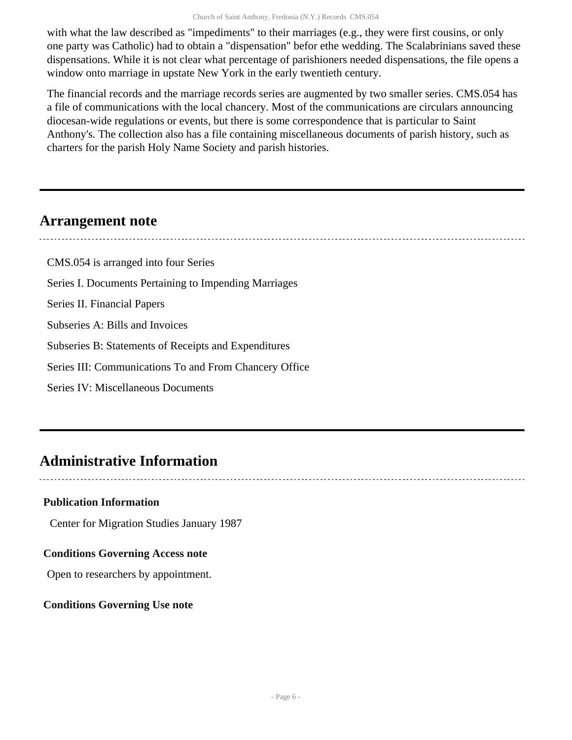with what the law described as "impediments" to their marriages (e.g., they were first cousins, or only one party was Catholic) had to obtain a "dispensation" befor ethe wedding. The Scalabrinians saved these dispensations. While it is not clear what percentage of parishioners needed dispensations, the file opens a window onto marriage in upstate New York in the early twentieth century.

The financial records and the marriage records series are augmented by two smaller series. CMS.054 has a file of communications with the local chancery. Most of the communications are circulars announcing diocesan-wide regulations or events, but there is some correspondence that is particular to Saint Anthony's. The collection also has a file containing miscellaneous documents of parish history, such as charters for the parish Holy Name Society and parish histories.

## Arrangement note

CMS.054 is arranged into four Series

Series I. Documents Pertaining to Impending Marriages

Series II. Financial Papers

Subseries A: Bills and Invoices

Subseries B: Statements of Receipts and Expenditures

Series III: Communications To and From Chancery Office

Series IV: Miscellaneous Documents

## Administrative Information

**Publication Information**

Center for Migration Studies January 1987

**Conditions Governing Access note**

Open to researchers by appointment.

**Conditions Governing Use note**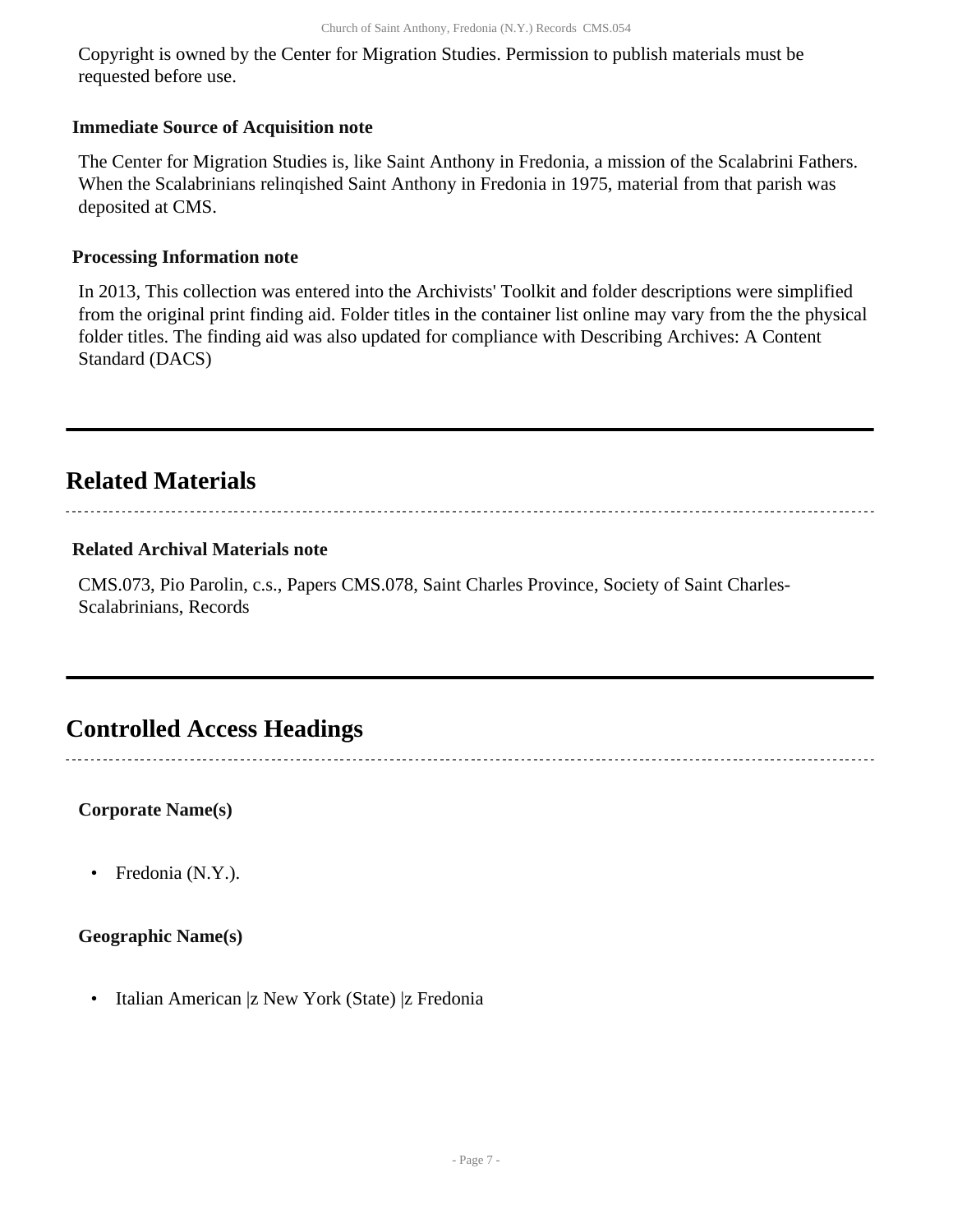Copyright is owned by the Center for Migration Studies. Permission to publish materials must be requested before use.

### Immediate Source of Acquisition note

The Center for Migration Studies is, like Saint Anthony in Fredonia, a mission of the Scalabrini Fathers. When the Scalabrinians relinqished Saint Anthony in Fredonia in 1975, material from that parish was deposited at CMS.

### Processing Information note

In 2013, This collection was entered into the Archivists' Toolkit and folder descriptions were simplified from the original print finding aid. Folder titles in the container list online may vary from the the physical folder titles. The finding aid was also updated for compliance with Describing Archives: A Content Standard (DACS)

## Related Materials

### Related Archival Materials note

CMS.073, Pio Parolin, c.s., Papers CMS.078, Saint Charles Province, Society of Saint Charles-Scalabrinians, Records

## Controlled Access Headings

**Corporate Name(s)**

- Fredonia (N.Y.).

**Geographic Name(s)**

- Italian American |z New York (State) |z Fredonia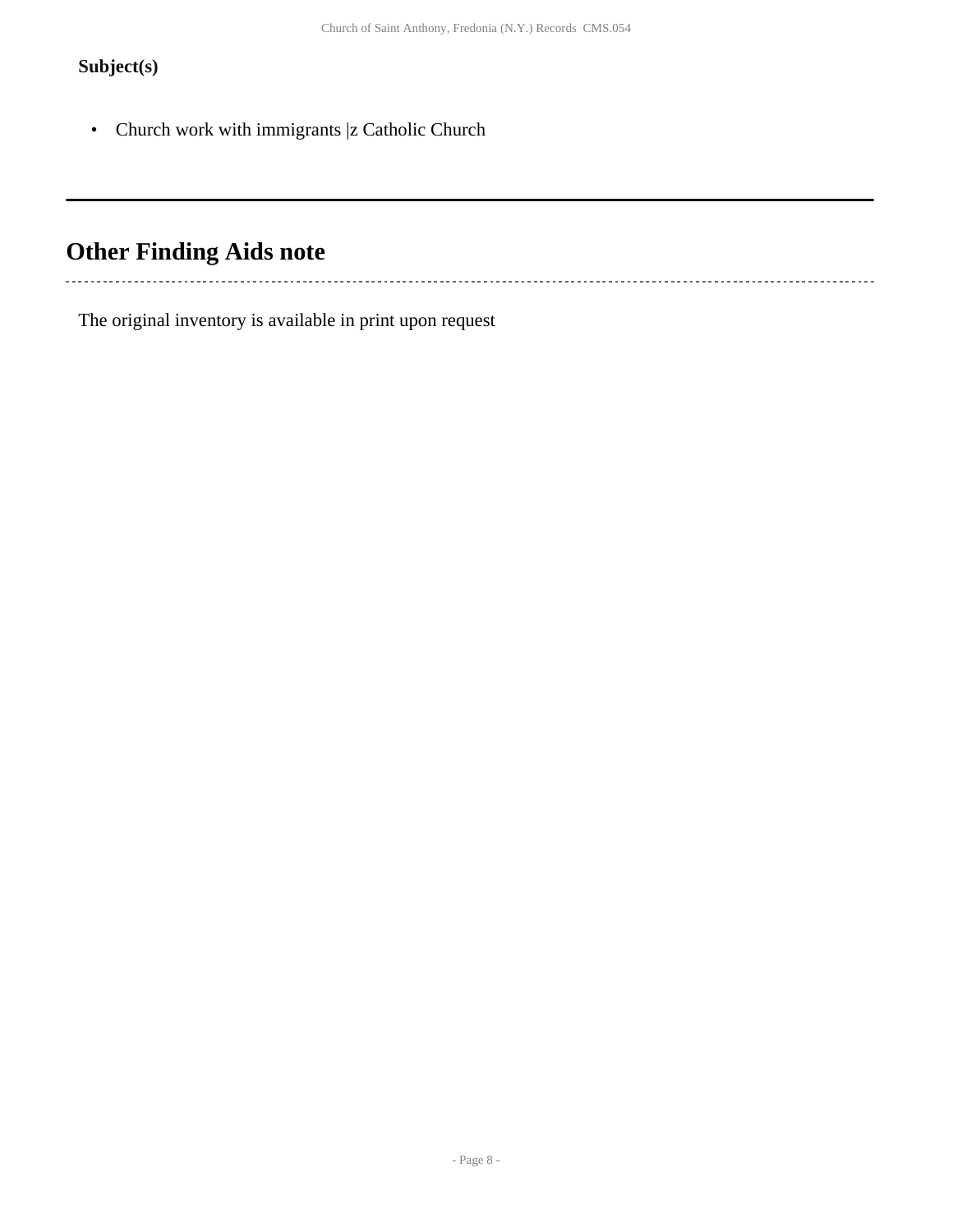**Subject(s)**

- Church work with immigrants |z Catholic Church

## Other Finding Aids note

The original inventory is available in print upon request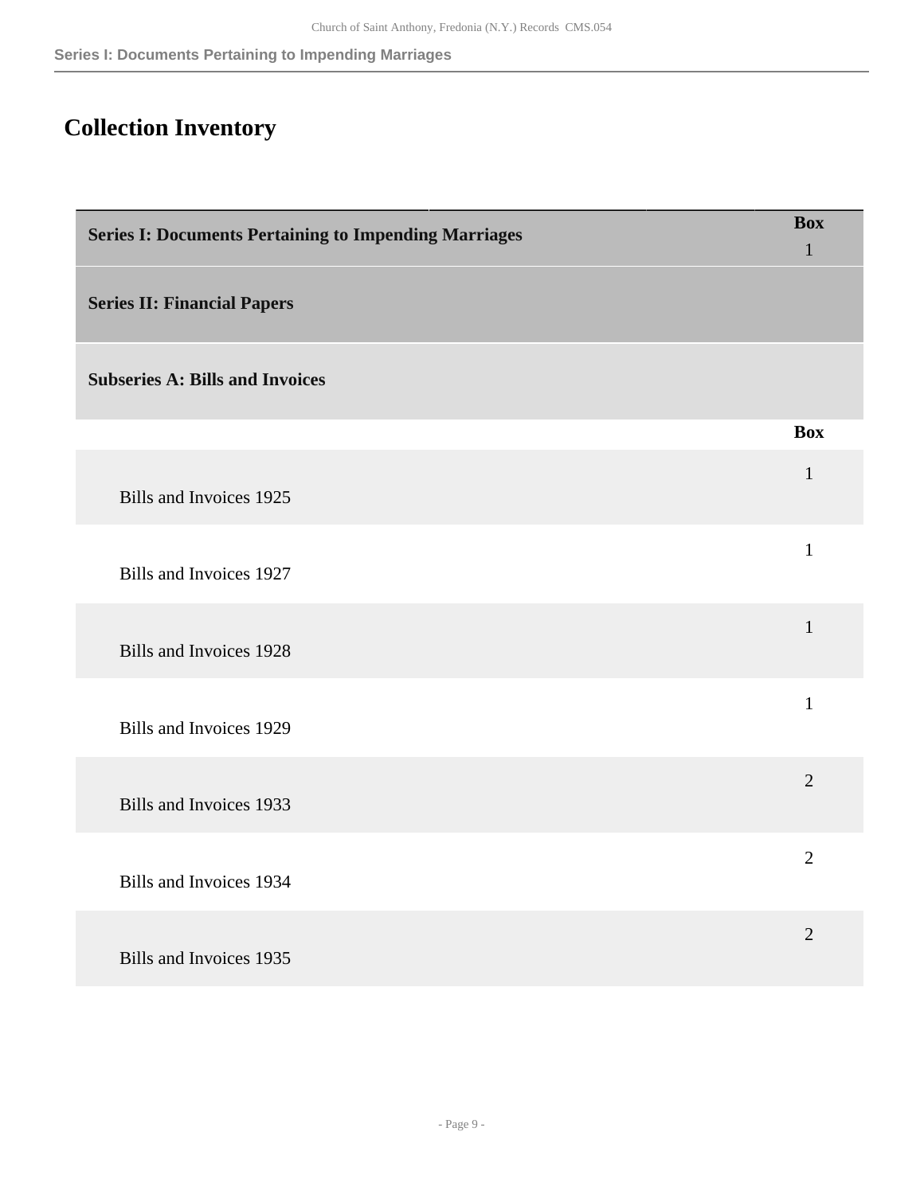## Collection Inventory

| Series I: Documents Pertaining to Impending Marriages | Box 1 |
|---|---|
| **Series II: Financial Papers** | |
| **Subseries A: Bills and Invoices** | |
| | **Box** |
| Bills and Invoices 1925 | 1 |
| Bills and Invoices 1927 | 1 |
| Bills and Invoices 1928 | 1 |
| Bills and Invoices 1929 | 1 |
| Bills and Invoices 1933 | 2 |
| Bills and Invoices 1934 | 2 |
| Bills and Invoices 1935 | 2 |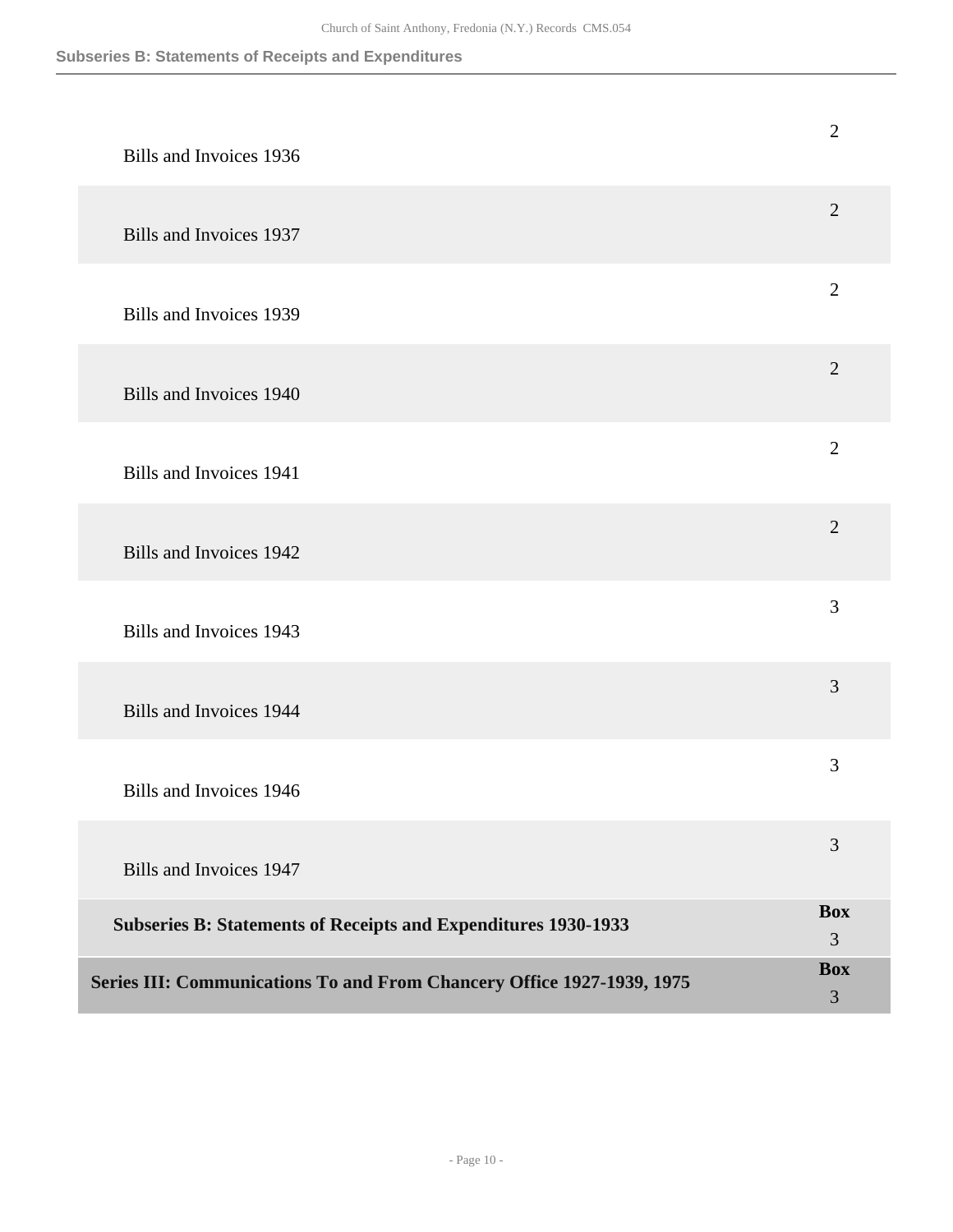## Subseries B: Statements of Receipts and Expenditures

| | |
|---|---|
| Bills and Invoices 1936 | 2 |
| Bills and Invoices 1937 | 2 |
| Bills and Invoices 1939 | 2 |
| Bills and Invoices 1940 | 2 |
| Bills and Invoices 1941 | 2 |
| Bills and Invoices 1942 | 2 |
| Bills and Invoices 1943 | 3 |
| Bills and Invoices 1944 | 3 |
| Bills and Invoices 1946 | 3 |
| Bills and Invoices 1947 | 3 |
| **Subseries B: Statements of Receipts and Expenditures 1930-1933** | **Box** 3 |
| **Series III: Communications To and From Chancery Office 1927-1939, 1975** | **Box** 3 |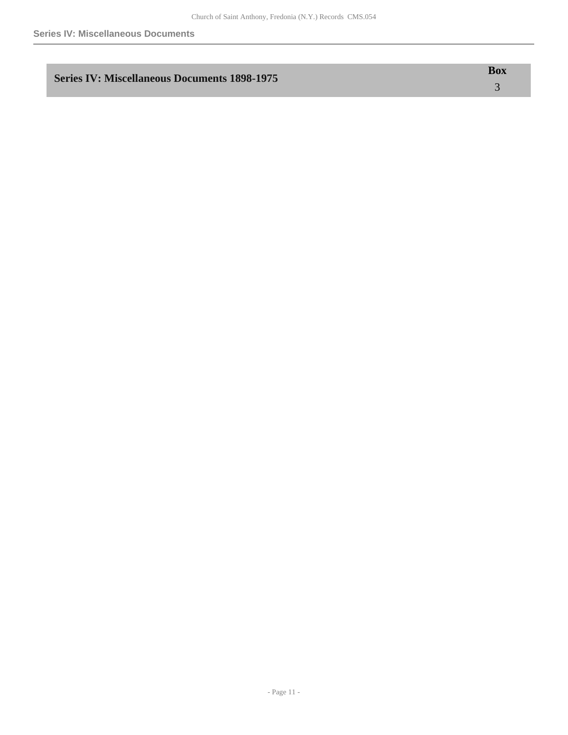| Series IV: Miscellaneous Documents 1898-1975 | Box |
| --- | --- |
| | 3 |